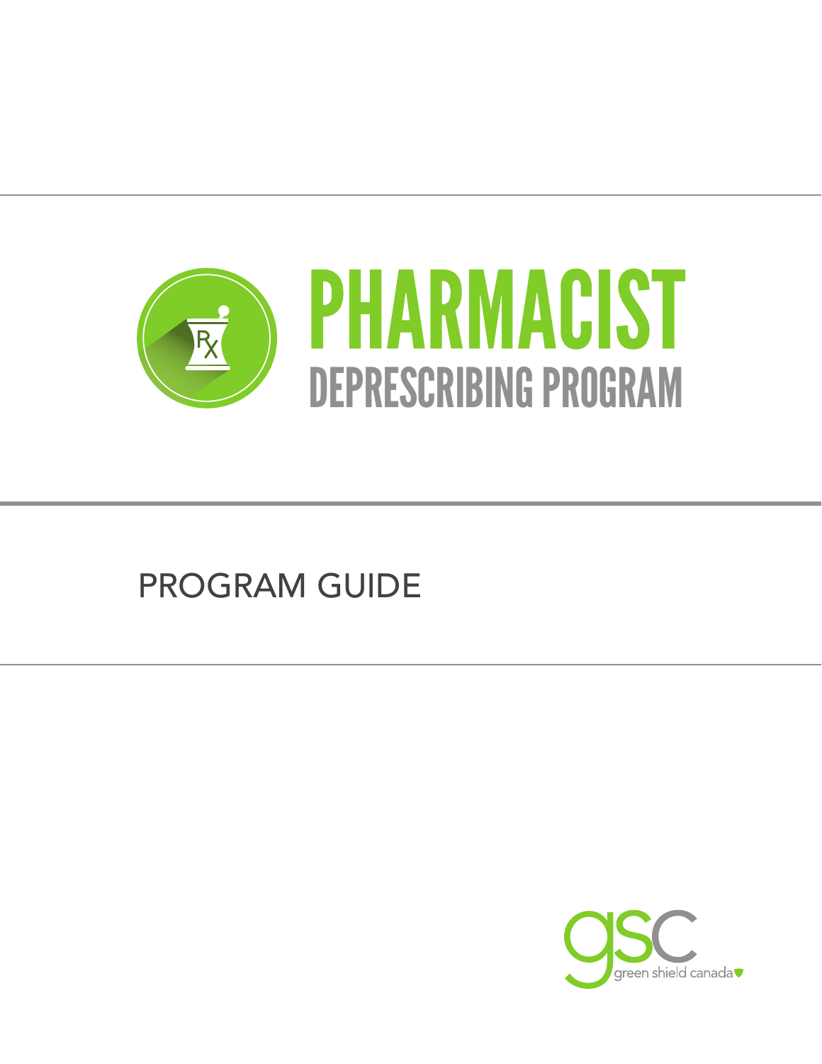# PHARMACIST

## DEPRESCRIBING PROGRAM

PROGRAM GUIDE

gsc green shield canada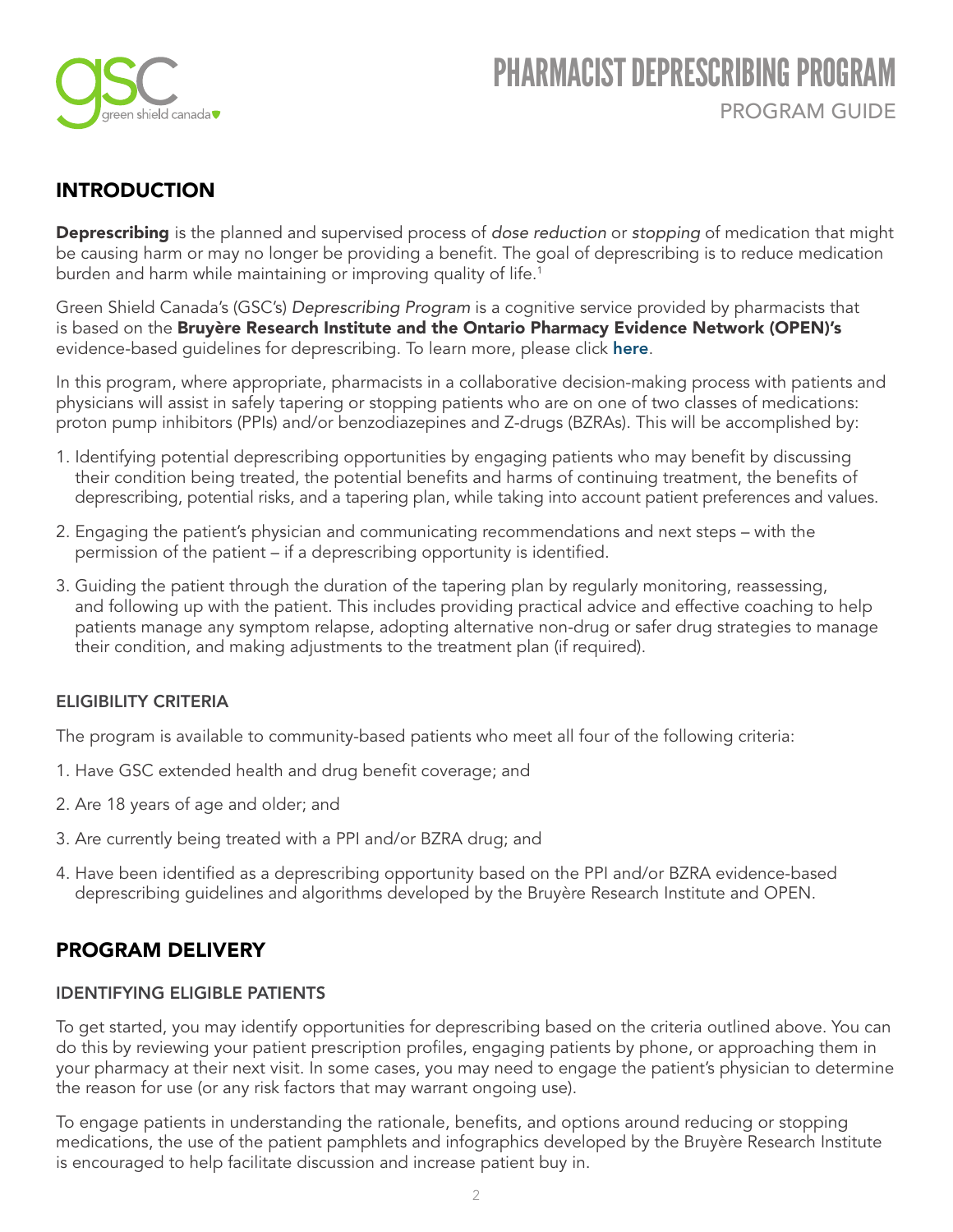# PHARMACIST DEPRESCRIBING PROGRAM

PROGRAM GUIDE

## INTRODUCTION

**Deprescribing** is the planned and supervised process of *dose reduction* or *stopping* of medication that might be causing harm or may no longer be providing a benefit. The goal of deprescribing is to reduce medication burden and harm while maintaining or improving quality of life.[1]

Green Shield Canada's (GSC's) *Deprescribing Program* is a cognitive service provided by pharmacists that is based on the **Bruyère Research Institute and the Ontario Pharmacy Evidence Network (OPEN)'s** evidence-based guidelines for deprescribing. To learn more, please click **here**.

In this program, where appropriate, pharmacists in a collaborative decision-making process with patients and physicians will assist in safely tapering or stopping patients who are on one of two classes of medications: proton pump inhibitors (PPIs) and/or benzodiazepines and Z-drugs (BZRAs). This will be accomplished by:

1. Identifying potential deprescribing opportunities by engaging patients who may benefit by discussing their condition being treated, the potential benefits and harms of continuing treatment, the benefits of deprescribing, potential risks, and a tapering plan, while taking into account patient preferences and values.
2. Engaging the patient's physician and communicating recommendations and next steps – with the permission of the patient – if a deprescribing opportunity is identified.
3. Guiding the patient through the duration of the tapering plan by regularly monitoring, reassessing, and following up with the patient. This includes providing practical advice and effective coaching to help patients manage any symptom relapse, adopting alternative non-drug or safer drug strategies to manage their condition, and making adjustments to the treatment plan (if required).

### ELIGIBILITY CRITERIA

The program is available to community-based patients who meet all four of the following criteria:

1. Have GSC extended health and drug benefit coverage; and
2. Are 18 years of age and older; and
3. Are currently being treated with a PPI and/or BZRA drug; and
4. Have been identified as a deprescribing opportunity based on the PPI and/or BZRA evidence-based deprescribing guidelines and algorithms developed by the Bruyère Research Institute and OPEN.

## PROGRAM DELIVERY

### IDENTIFYING ELIGIBLE PATIENTS

To get started, you may identify opportunities for deprescribing based on the criteria outlined above. You can do this by reviewing your patient prescription profiles, engaging patients by phone, or approaching them in your pharmacy at their next visit. In some cases, you may need to engage the patient's physician to determine the reason for use (or any risk factors that may warrant ongoing use).

To engage patients in understanding the rationale, benefits, and options around reducing or stopping medications, the use of the patient pamphlets and infographics developed by the Bruyère Research Institute is encouraged to help facilitate discussion and increase patient buy in.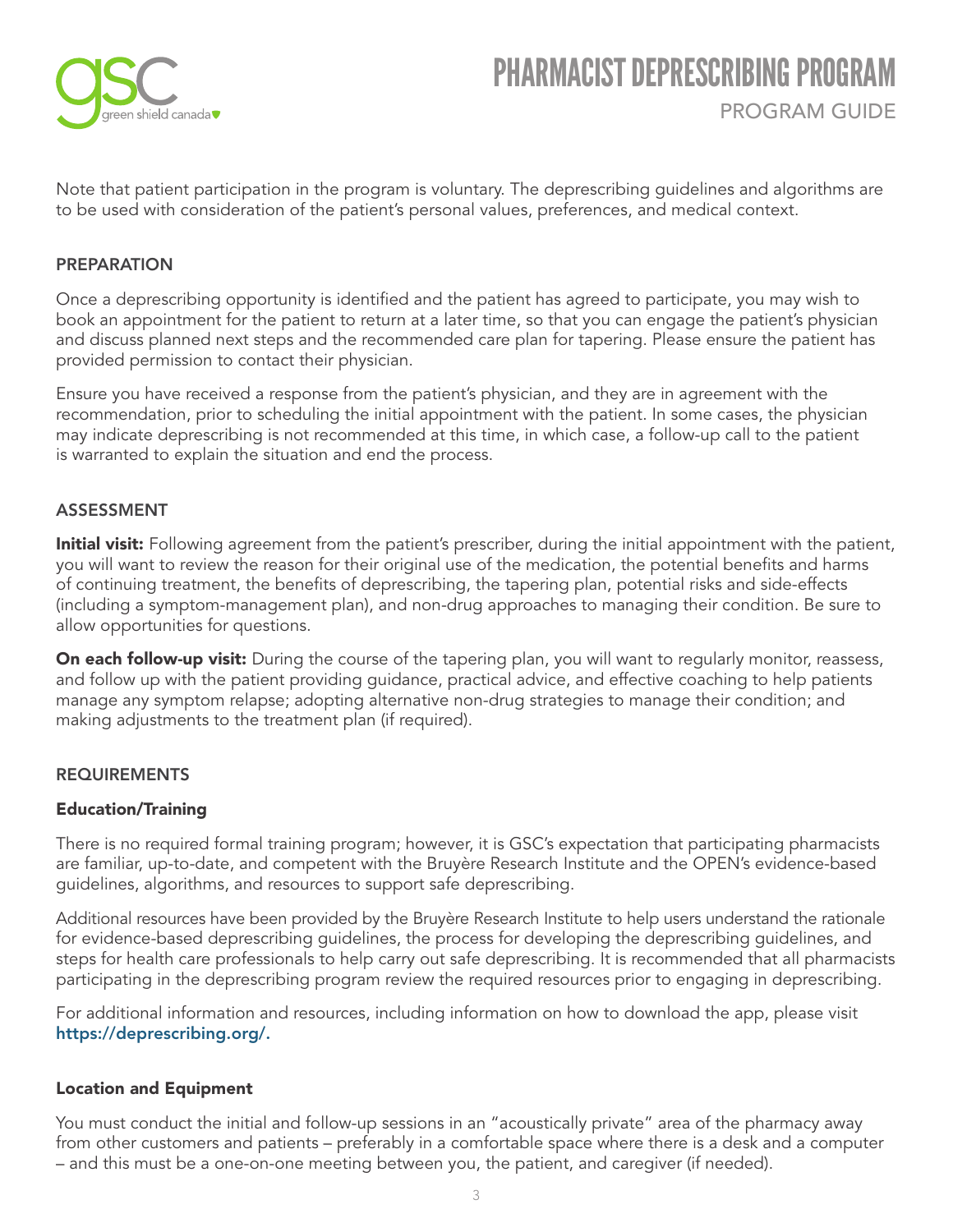Note that patient participation in the program is voluntary. The deprescribing guidelines and algorithms are to be used with consideration of the patient's personal values, preferences, and medical context.

## PREPARATION

Once a deprescribing opportunity is identified and the patient has agreed to participate, you may wish to book an appointment for the patient to return at a later time, so that you can engage the patient's physician and discuss planned next steps and the recommended care plan for tapering. Please ensure the patient has provided permission to contact their physician.

Ensure you have received a response from the patient's physician, and they are in agreement with the recommendation, prior to scheduling the initial appointment with the patient. In some cases, the physician may indicate deprescribing is not recommended at this time, in which case, a follow-up call to the patient is warranted to explain the situation and end the process.

## ASSESSMENT

**Initial visit:** Following agreement from the patient's prescriber, during the initial appointment with the patient, you will want to review the reason for their original use of the medication, the potential benefits and harms of continuing treatment, the benefits of deprescribing, the tapering plan, potential risks and side-effects (including a symptom-management plan), and non-drug approaches to managing their condition. Be sure to allow opportunities for questions.

**On each follow-up visit:** During the course of the tapering plan, you will want to regularly monitor, reassess, and follow up with the patient providing guidance, practical advice, and effective coaching to help patients manage any symptom relapse; adopting alternative non-drug strategies to manage their condition; and making adjustments to the treatment plan (if required).

## REQUIREMENTS

### Education/Training

There is no required formal training program; however, it is GSC's expectation that participating pharmacists are familiar, up-to-date, and competent with the Bruyère Research Institute and the OPEN's evidence-based guidelines, algorithms, and resources to support safe deprescribing.

Additional resources have been provided by the Bruyère Research Institute to help users understand the rationale for evidence-based deprescribing guidelines, the process for developing the deprescribing guidelines, and steps for health care professionals to help carry out safe deprescribing. It is recommended that all pharmacists participating in the deprescribing program review the required resources prior to engaging in deprescribing.

For additional information and resources, including information on how to download the app, please visit **https://deprescribing.org/.**

### Location and Equipment

You must conduct the initial and follow-up sessions in an "acoustically private" area of the pharmacy away from other customers and patients – preferably in a comfortable space where there is a desk and a computer – and this must be a one-on-one meeting between you, the patient, and caregiver (if needed).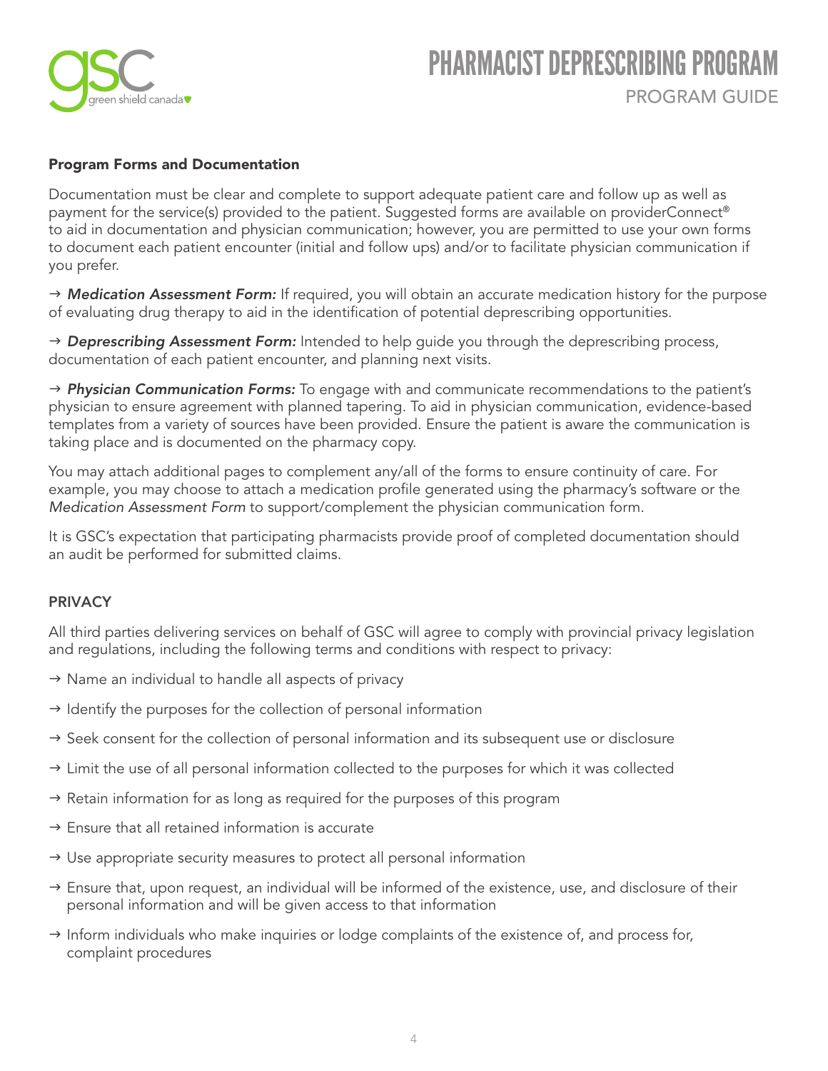### Program Forms and Documentation

Documentation must be clear and complete to support adequate patient care and follow up as well as payment for the service(s) provided to the patient. Suggested forms are available on providerConnect® to aid in documentation and physician communication; however, you are permitted to use your own forms to document each patient encounter (initial and follow ups) and/or to facilitate physician communication if you prefer.

→ ***Medication Assessment Form:*** If required, you will obtain an accurate medication history for the purpose of evaluating drug therapy to aid in the identification of potential deprescribing opportunities.

→ ***Deprescribing Assessment Form:*** Intended to help guide you through the deprescribing process, documentation of each patient encounter, and planning next visits.

→ ***Physician Communication Forms:*** To engage with and communicate recommendations to the patient's physician to ensure agreement with planned tapering. To aid in physician communication, evidence-based templates from a variety of sources have been provided. Ensure the patient is aware the communication is taking place and is documented on the pharmacy copy.

You may attach additional pages to complement any/all of the forms to ensure continuity of care. For example, you may choose to attach a medication profile generated using the pharmacy's software or the *Medication Assessment Form* to support/complement the physician communication form.

It is GSC's expectation that participating pharmacists provide proof of completed documentation should an audit be performed for submitted claims.

### PRIVACY

All third parties delivering services on behalf of GSC will agree to comply with provincial privacy legislation and regulations, including the following terms and conditions with respect to privacy:

- → Name an individual to handle all aspects of privacy
- → Identify the purposes for the collection of personal information
- → Seek consent for the collection of personal information and its subsequent use or disclosure
- → Limit the use of all personal information collected to the purposes for which it was collected
- → Retain information for as long as required for the purposes of this program
- → Ensure that all retained information is accurate
- → Use appropriate security measures to protect all personal information
- → Ensure that, upon request, an individual will be informed of the existence, use, and disclosure of their personal information and will be given access to that information
- → Inform individuals who make inquiries or lodge complaints of the existence of, and process for, complaint procedures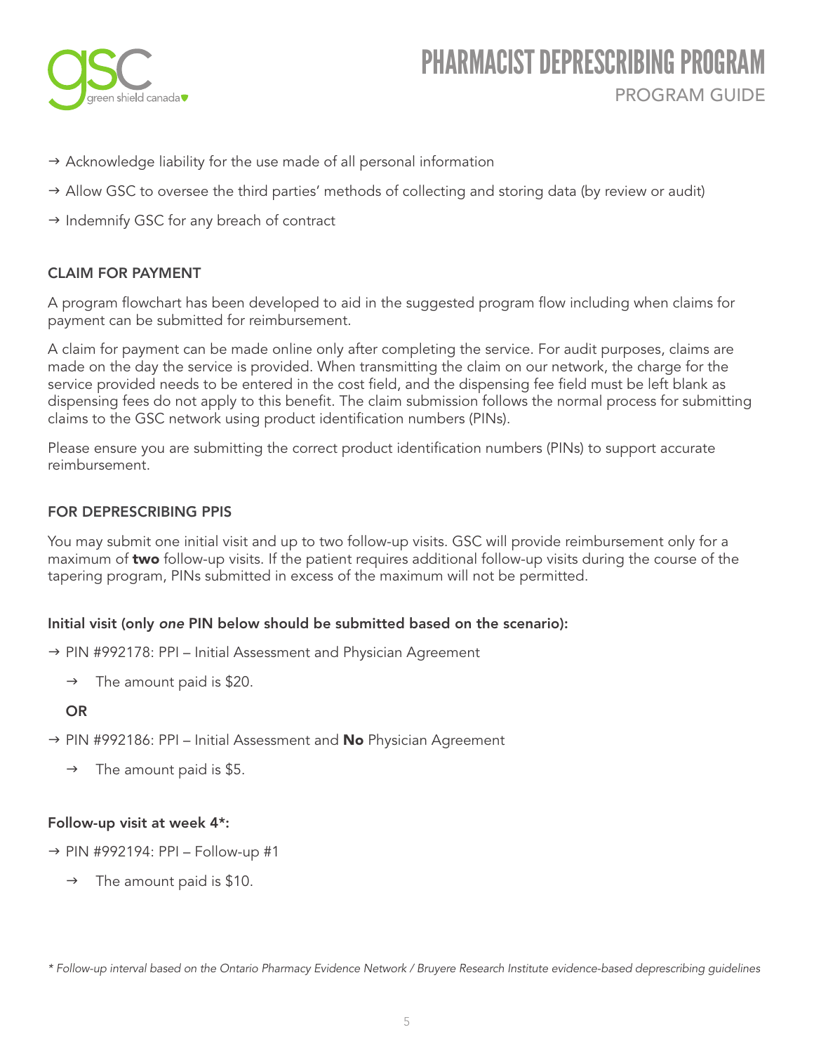- → Acknowledge liability for the use made of all personal information
- → Allow GSC to oversee the third parties' methods of collecting and storing data (by review or audit)
- → Indemnify GSC for any breach of contract

### CLAIM FOR PAYMENT

A program flowchart has been developed to aid in the suggested program flow including when claims for payment can be submitted for reimbursement.

A claim for payment can be made online only after completing the service. For audit purposes, claims are made on the day the service is provided. When transmitting the claim on our network, the charge for the service provided needs to be entered in the cost field, and the dispensing fee field must be left blank as dispensing fees do not apply to this benefit. The claim submission follows the normal process for submitting claims to the GSC network using product identification numbers (PINs).

Please ensure you are submitting the correct product identification numbers (PINs) to support accurate reimbursement.

### FOR DEPRESCRIBING PPIS

You may submit one initial visit and up to two follow-up visits. GSC will provide reimbursement only for a maximum of **two** follow-up visits. If the patient requires additional follow-up visits during the course of the tapering program, PINs submitted in excess of the maximum will not be permitted.

#### Initial visit (only *one* PIN below should be submitted based on the scenario):

- → PIN #992178: PPI – Initial Assessment and Physician Agreement
  - → The amount paid is $20.

**OR**

- → PIN #992186: PPI – Initial Assessment and **No** Physician Agreement
  - → The amount paid is $5.

#### Follow-up visit at week 4*:

- → PIN #992194: PPI – Follow-up #1
  - → The amount paid is $10.

*\* Follow-up interval based on the Ontario Pharmacy Evidence Network / Bruyere Research Institute evidence-based deprescribing guidelines*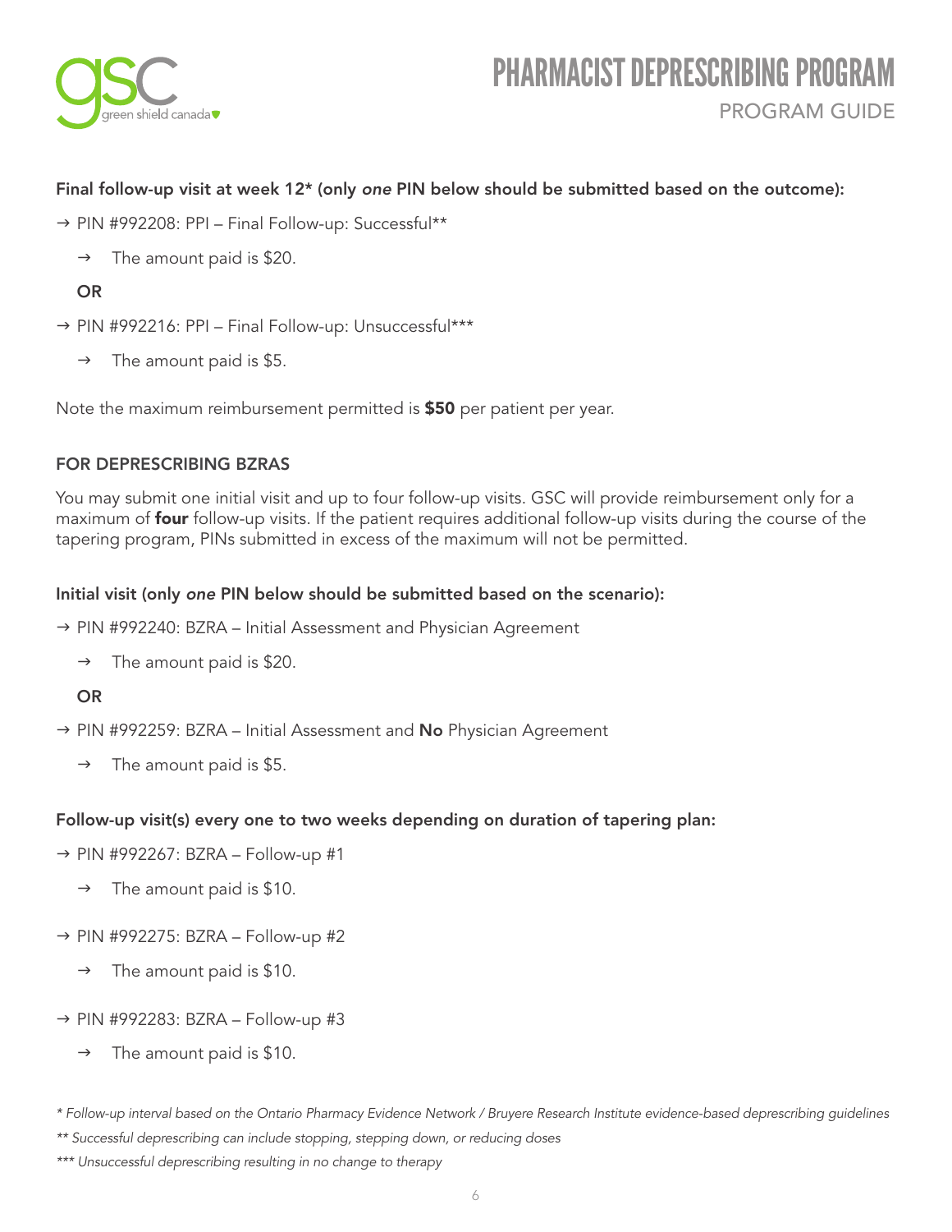**Final follow-up visit at week 12* (only *one* PIN below should be submitted based on the outcome):**

→ PIN #992208: PPI – Final Follow-up: Successful**

  → The amount paid is $20.

**OR**

→ PIN #992216: PPI – Final Follow-up: Unsuccessful***

  → The amount paid is $5.

Note the maximum reimbursement permitted is **$50** per patient per year.

## FOR DEPRESCRIBING BZRAS

You may submit one initial visit and up to four follow-up visits. GSC will provide reimbursement only for a maximum of **four** follow-up visits. If the patient requires additional follow-up visits during the course of the tapering program, PINs submitted in excess of the maximum will not be permitted.

**Initial visit (only *one* PIN below should be submitted based on the scenario):**

→ PIN #992240: BZRA – Initial Assessment and Physician Agreement

  → The amount paid is $20.

**OR**

→ PIN #992259: BZRA – Initial Assessment and **No** Physician Agreement

  → The amount paid is $5.

**Follow-up visit(s) every one to two weeks depending on duration of tapering plan:**

→ PIN #992267: BZRA – Follow-up #1

  → The amount paid is $10.

→ PIN #992275: BZRA – Follow-up #2

  → The amount paid is $10.

→ PIN #992283: BZRA – Follow-up #3

  → The amount paid is $10.

*\* Follow-up interval based on the Ontario Pharmacy Evidence Network / Bruyere Research Institute evidence-based deprescribing guidelines*

*\*\* Successful deprescribing can include stopping, stepping down, or reducing doses*

*\*\*\* Unsuccessful deprescribing resulting in no change to therapy*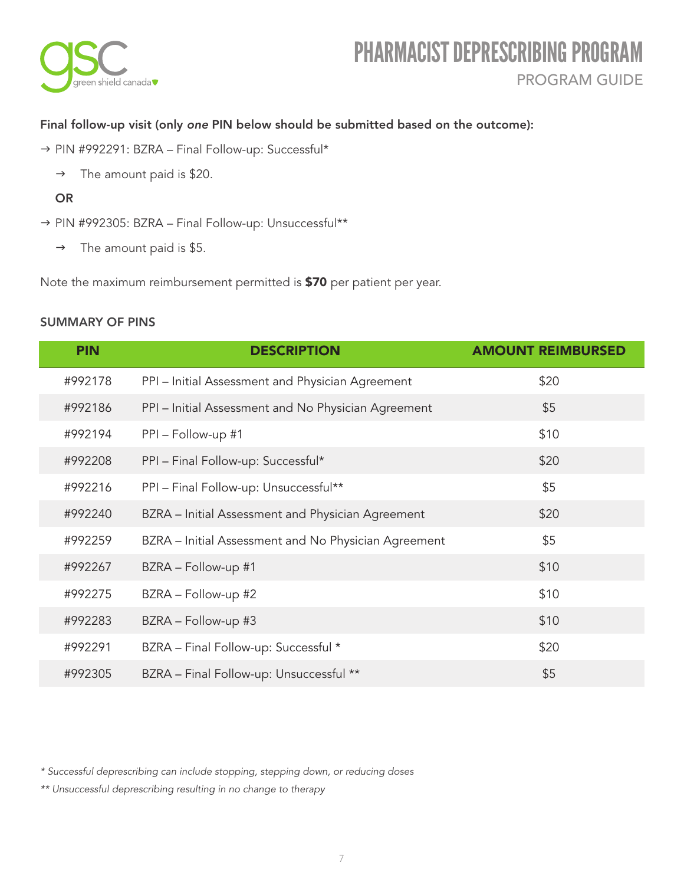**Final follow-up visit (only *one* PIN below should be submitted based on the outcome):**

→ PIN #992291: BZRA – Final Follow-up: Successful*

  → The amount paid is $20.

**OR**

→ PIN #992305: BZRA – Final Follow-up: Unsuccessful**

  → The amount paid is $5.

Note the maximum reimbursement permitted is **$70** per patient per year.

### SUMMARY OF PINS

| PIN | DESCRIPTION | AMOUNT REIMBURSED |
|---|---|---|
| #992178 | PPI – Initial Assessment and Physician Agreement | $20 |
| #992186 | PPI – Initial Assessment and No Physician Agreement | $5 |
| #992194 | PPI – Follow-up #1 | $10 |
| #992208 | PPI – Final Follow-up: Successful* | $20 |
| #992216 | PPI – Final Follow-up: Unsuccessful** | $5 |
| #992240 | BZRA – Initial Assessment and Physician Agreement | $20 |
| #992259 | BZRA – Initial Assessment and No Physician Agreement | $5 |
| #992267 | BZRA – Follow-up #1 | $10 |
| #992275 | BZRA – Follow-up #2 | $10 |
| #992283 | BZRA – Follow-up #3 | $10 |
| #992291 | BZRA – Final Follow-up: Successful * | $20 |
| #992305 | BZRA – Final Follow-up: Unsuccessful ** | $5 |

*\* Successful deprescribing can include stopping, stepping down, or reducing doses*

*\*\* Unsuccessful deprescribing resulting in no change to therapy*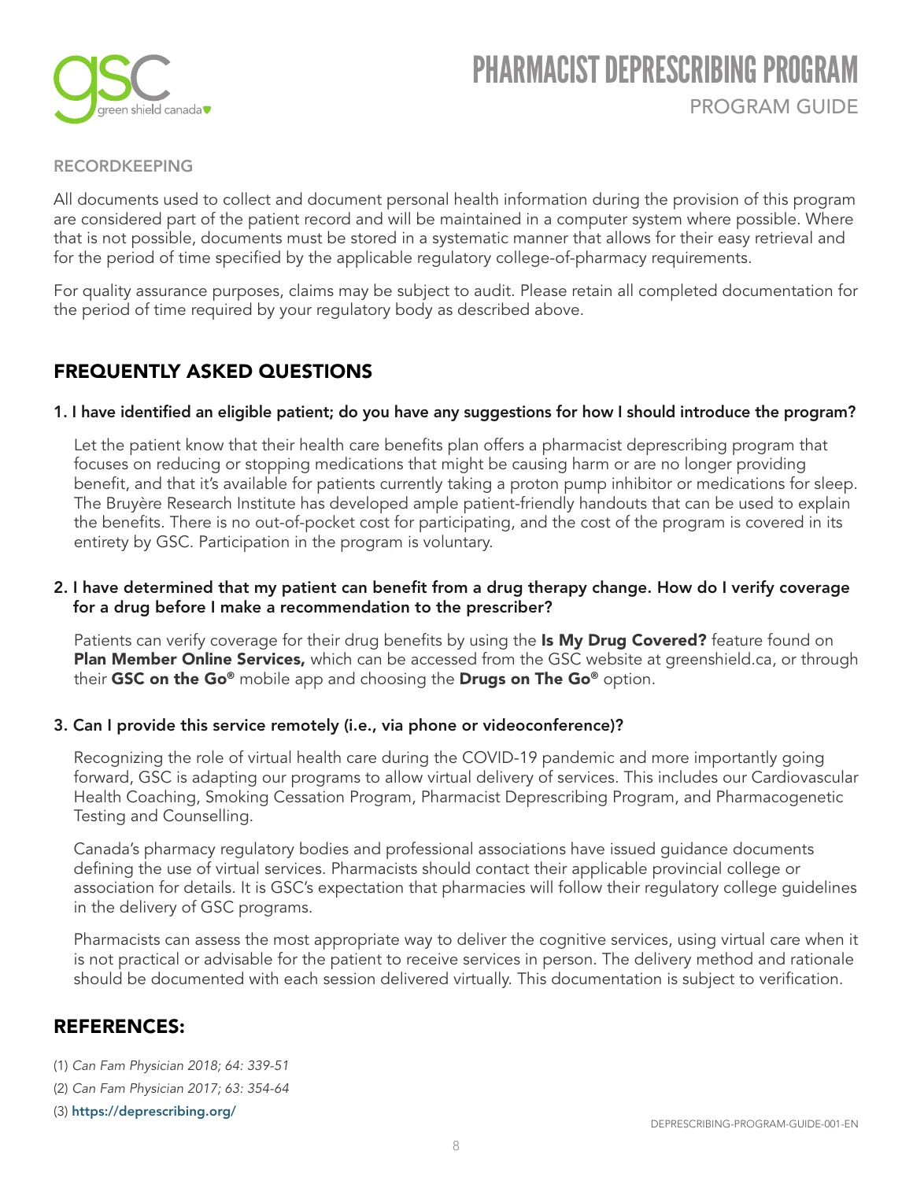#### RECORDKEEPING

All documents used to collect and document personal health information during the provision of this program are considered part of the patient record and will be maintained in a computer system where possible. Where that is not possible, documents must be stored in a systematic manner that allows for their easy retrieval and for the period of time specified by the applicable regulatory college-of-pharmacy requirements.

For quality assurance purposes, claims may be subject to audit. Please retain all completed documentation for the period of time required by your regulatory body as described above.

## FREQUENTLY ASKED QUESTIONS

**1. I have identified an eligible patient; do you have any suggestions for how I should introduce the program?**

Let the patient know that their health care benefits plan offers a pharmacist deprescribing program that focuses on reducing or stopping medications that might be causing harm or are no longer providing benefit, and that it's available for patients currently taking a proton pump inhibitor or medications for sleep. The Bruyère Research Institute has developed ample patient-friendly handouts that can be used to explain the benefits. There is no out-of-pocket cost for participating, and the cost of the program is covered in its entirety by GSC. Participation in the program is voluntary.

**2. I have determined that my patient can benefit from a drug therapy change. How do I verify coverage for a drug before I make a recommendation to the prescriber?**

Patients can verify coverage for their drug benefits by using the **Is My Drug Covered?** feature found on **Plan Member Online Services,** which can be accessed from the GSC website at greenshield.ca, or through their **GSC on the Go®** mobile app and choosing the **Drugs on The Go®** option.

**3. Can I provide this service remotely (i.e., via phone or videoconference)?**

Recognizing the role of virtual health care during the COVID-19 pandemic and more importantly going forward, GSC is adapting our programs to allow virtual delivery of services. This includes our Cardiovascular Health Coaching, Smoking Cessation Program, Pharmacist Deprescribing Program, and Pharmacogenetic Testing and Counselling.

Canada's pharmacy regulatory bodies and professional associations have issued guidance documents defining the use of virtual services. Pharmacists should contact their applicable provincial college or association for details. It is GSC's expectation that pharmacies will follow their regulatory college guidelines in the delivery of GSC programs.

Pharmacists can assess the most appropriate way to deliver the cognitive services, using virtual care when it is not practical or advisable for the patient to receive services in person. The delivery method and rationale should be documented with each session delivered virtually. This documentation is subject to verification.

## REFERENCES:

(1) *Can Fam Physician 2018; 64: 339-51*

(2) *Can Fam Physician 2017; 63: 354-64*

(3) **https://deprescribing.org/**

DEPRESCRIBING-PROGRAM-GUIDE-001-EN